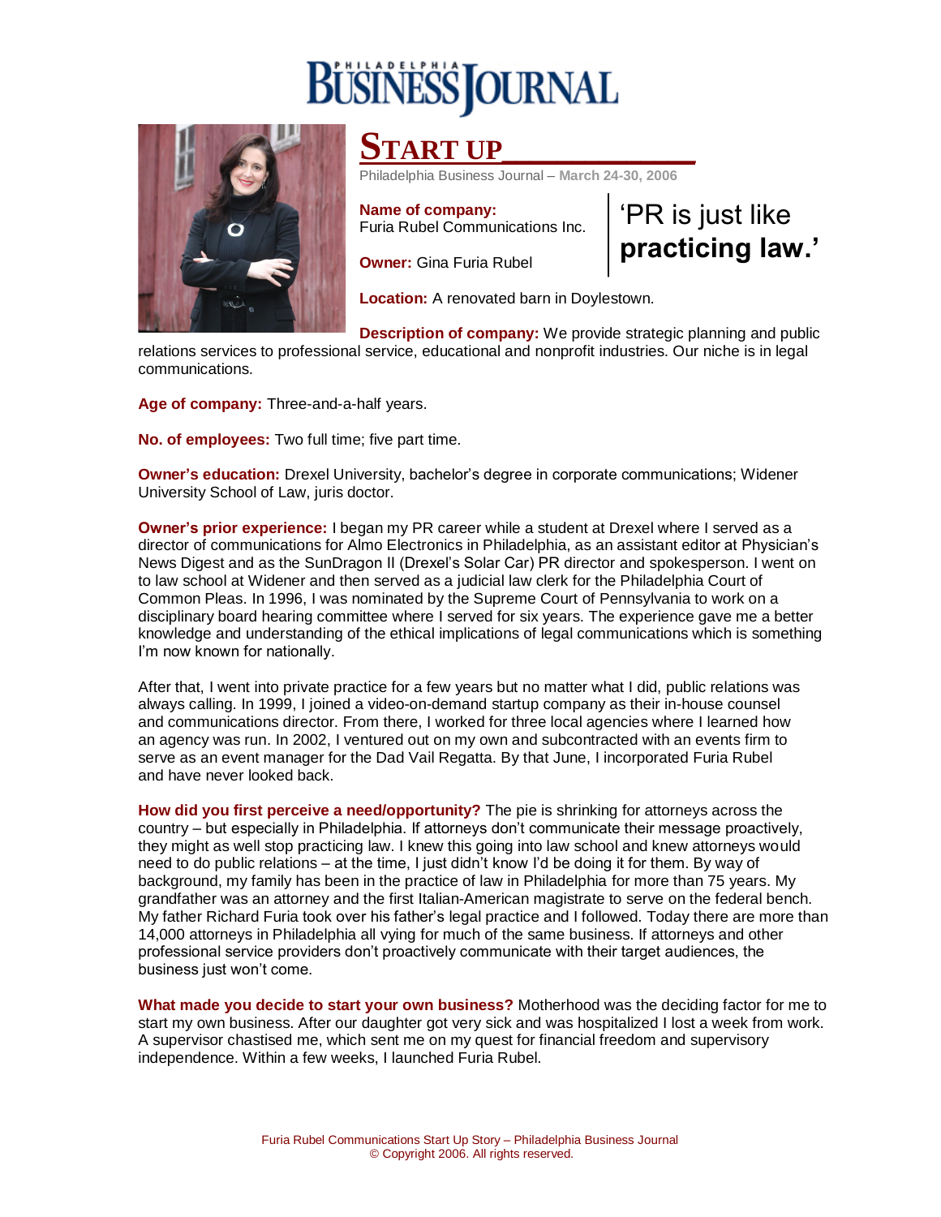# Philadelphia Business Journal

## START UP

Philadelphia Business Journal – **March 24-30, 2006**

**Name of company:** Furia Rubel Communications Inc.

**Owner:** Gina Furia Rubel

> 'PR is just like **practicing law.'**

**Location:** A renovated barn in Doylestown.

**Description of company:** We provide strategic planning and public relations services to professional service, educational and nonprofit industries. Our niche is in legal communications.

**Age of company:** Three-and-a-half years.

**No. of employees:** Two full time; five part time.

**Owner's education:** Drexel University, bachelor's degree in corporate communications; Widener University School of Law, juris doctor.

**Owner's prior experience:** I began my PR career while a student at Drexel where I served as a director of communications for Almo Electronics in Philadelphia, as an assistant editor at Physician's News Digest and as the SunDragon II (Drexel's Solar Car) PR director and spokesperson. I went on to law school at Widener and then served as a judicial law clerk for the Philadelphia Court of Common Pleas. In 1996, I was nominated by the Supreme Court of Pennsylvania to work on a disciplinary board hearing committee where I served for six years. The experience gave me a better knowledge and understanding of the ethical implications of legal communications which is something I'm now known for nationally.

After that, I went into private practice for a few years but no matter what I did, public relations was always calling. In 1999, I joined a video-on-demand startup company as their in-house counsel and communications director. From there, I worked for three local agencies where I learned how an agency was run. In 2002, I ventured out on my own and subcontracted with an events firm to serve as an event manager for the Dad Vail Regatta. By that June, I incorporated Furia Rubel and have never looked back.

**How did you first perceive a need/opportunity?** The pie is shrinking for attorneys across the country – but especially in Philadelphia. If attorneys don't communicate their message proactively, they might as well stop practicing law. I knew this going into law school and knew attorneys would need to do public relations – at the time, I just didn't know I'd be doing it for them. By way of background, my family has been in the practice of law in Philadelphia for more than 75 years. My grandfather was an attorney and the first Italian-American magistrate to serve on the federal bench. My father Richard Furia took over his father's legal practice and I followed. Today there are more than 14,000 attorneys in Philadelphia all vying for much of the same business. If attorneys and other professional service providers don't proactively communicate with their target audiences, the business just won't come.

**What made you decide to start your own business?** Motherhood was the deciding factor for me to start my own business. After our daughter got very sick and was hospitalized I lost a week from work. A supervisor chastised me, which sent me on my quest for financial freedom and supervisory independence. Within a few weeks, I launched Furia Rubel.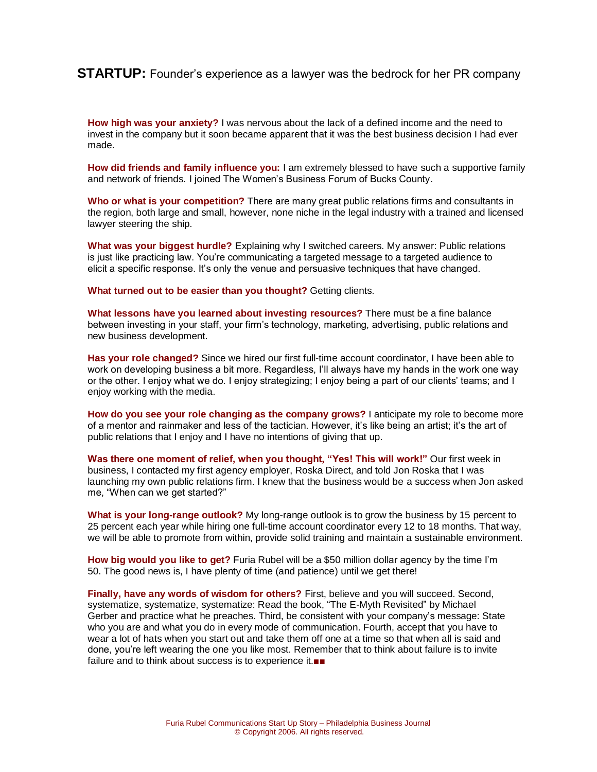## **STARTUP:** Founder's experience as a lawyer was the bedrock for her PR company

**How high was your anxiety?** I was nervous about the lack of a defined income and the need to invest in the company but it soon became apparent that it was the best business decision I had ever made.

**How did friends and family influence you:** I am extremely blessed to have such a supportive family and network of friends. I joined The Women's Business Forum of Bucks County.

**Who or what is your competition?** There are many great public relations firms and consultants in the region, both large and small, however, none niche in the legal industry with a trained and licensed lawyer steering the ship.

**What was your biggest hurdle?** Explaining why I switched careers. My answer: Public relations is just like practicing law. You're communicating a targeted message to a targeted audience to elicit a specific response. It's only the venue and persuasive techniques that have changed.

**What turned out to be easier than you thought?** Getting clients.

**What lessons have you learned about investing resources?** There must be a fine balance between investing in your staff, your firm's technology, marketing, advertising, public relations and new business development.

**Has your role changed?** Since we hired our first full-time account coordinator, I have been able to work on developing business a bit more. Regardless, I'll always have my hands in the work one way or the other. I enjoy what we do. I enjoy strategizing; I enjoy being a part of our clients' teams; and I enjoy working with the media.

**How do you see your role changing as the company grows?** I anticipate my role to become more of a mentor and rainmaker and less of the tactician. However, it's like being an artist; it's the art of public relations that I enjoy and I have no intentions of giving that up.

**Was there one moment of relief, when you thought, "Yes! This will work!"** Our first week in business, I contacted my first agency employer, Roska Direct, and told Jon Roska that I was launching my own public relations firm. I knew that the business would be a success when Jon asked me, "When can we get started?"

**What is your long-range outlook?** My long-range outlook is to grow the business by 15 percent to 25 percent each year while hiring one full-time account coordinator every 12 to 18 months. That way, we will be able to promote from within, provide solid training and maintain a sustainable environment.

**How big would you like to get?** Furia Rubel will be a $50 million dollar agency by the time I'm 50. The good news is, I have plenty of time (and patience) until we get there!

**Finally, have any words of wisdom for others?** First, believe and you will succeed. Second, systematize, systematize, systematize: Read the book, "The E-Myth Revisited" by Michael Gerber and practice what he preaches. Third, be consistent with your company's message: State who you are and what you do in every mode of communication. Fourth, accept that you have to wear a lot of hats when you start out and take them off one at a time so that when all is said and done, you're left wearing the one you like most. Remember that to think about failure is to invite failure and to think about success is to experience it.■■

Furia Rubel Communications Start Up Story – Philadelphia Business Journal
© Copyright 2006. All rights reserved.